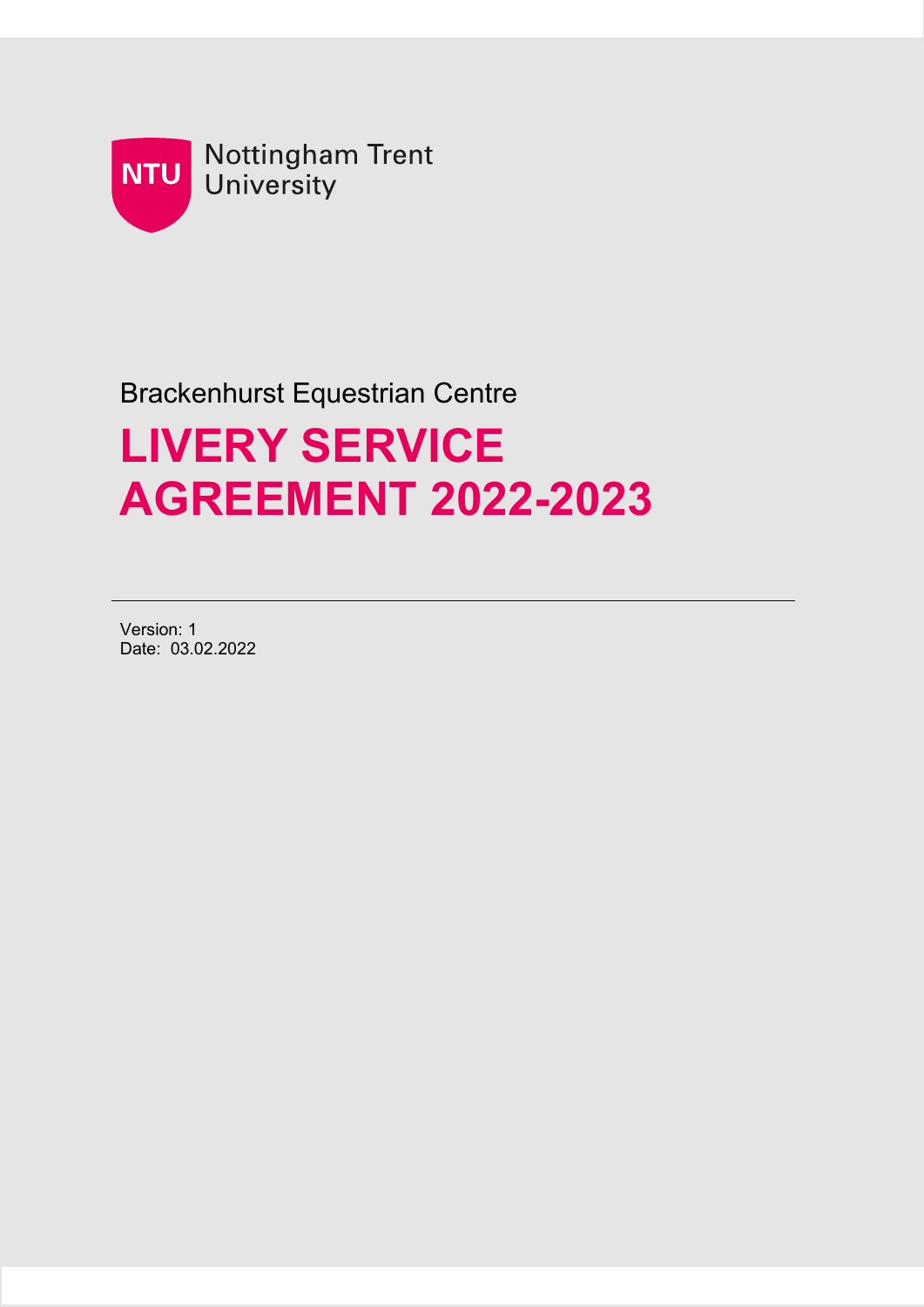Nottingham Trent University

Brackenhurst Equestrian Centre

# LIVERY SERVICE AGREEMENT 2022-2023

---

Version: 1
Date: 03.02.2022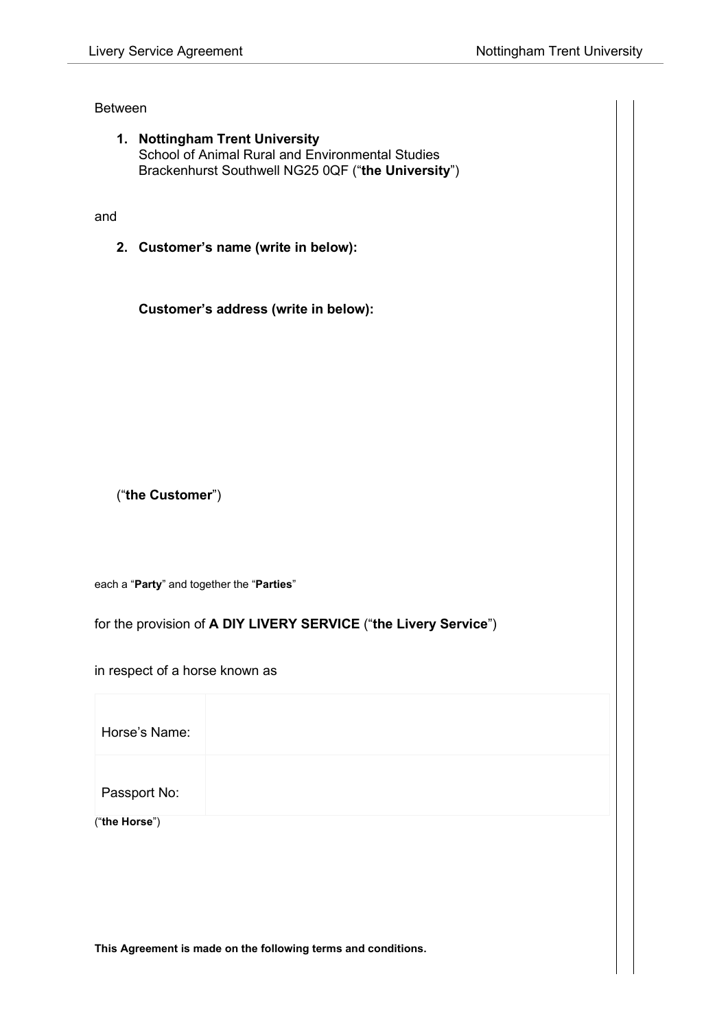Between

1. **Nottingham Trent University**
   School of Animal Rural and Environmental Studies
   Brackenhurst Southwell NG25 0QF ("**the University**")

and

2. **Customer's name (write in below):**

   **Customer's address (write in below):**

("**the Customer**")

each a "**Party**" and together the "**Parties**"

for the provision of **A DIY LIVERY SERVICE** ("**the Livery Service**")

in respect of a horse known as

| Horse's Name: | |
|---|---|
| Passport No: | |

("**the Horse**")

**This Agreement is made on the following terms and conditions.**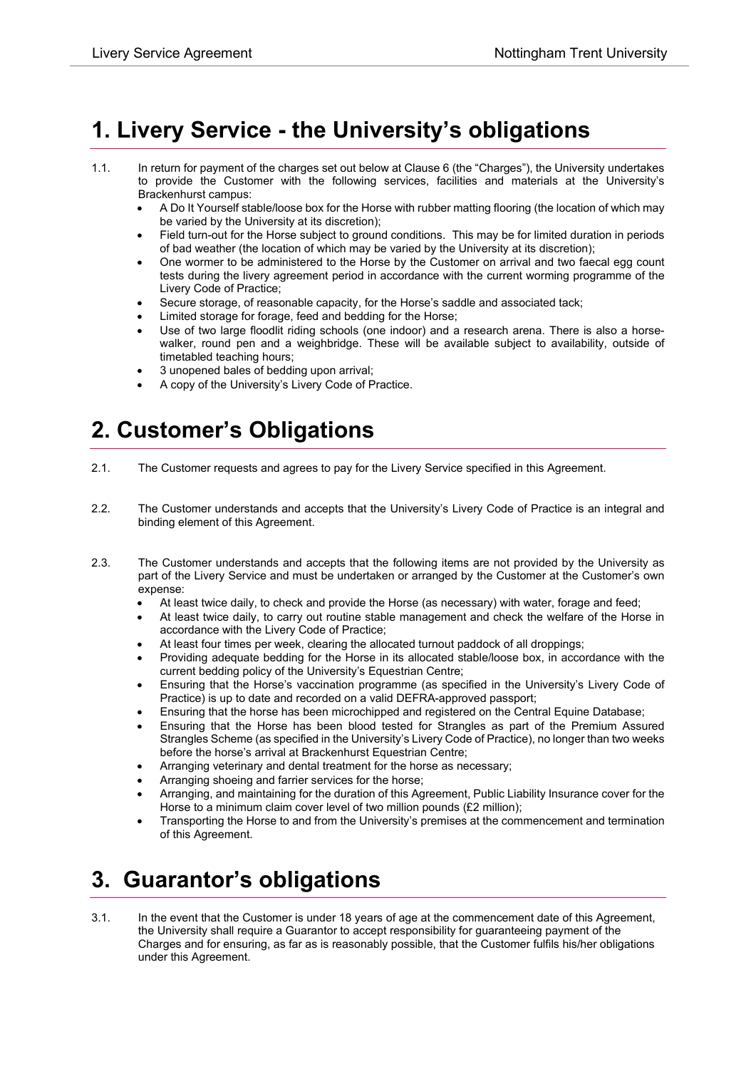# 1. Livery Service - the University's obligations

1.1. In return for payment of the charges set out below at Clause 6 (the "Charges"), the University undertakes to provide the Customer with the following services, facilities and materials at the University's Brackenhurst campus:

- A Do It Yourself stable/loose box for the Horse with rubber matting flooring (the location of which may be varied by the University at its discretion);
- Field turn-out for the Horse subject to ground conditions. This may be for limited duration in periods of bad weather (the location of which may be varied by the University at its discretion);
- One wormer to be administered to the Horse by the Customer on arrival and two faecal egg count tests during the livery agreement period in accordance with the current worming programme of the Livery Code of Practice;
- Secure storage, of reasonable capacity, for the Horse's saddle and associated tack;
- Limited storage for forage, feed and bedding for the Horse;
- Use of two large floodlit riding schools (one indoor) and a research arena. There is also a horse-walker, round pen and a weighbridge. These will be available subject to availability, outside of timetabled teaching hours;
- 3 unopened bales of bedding upon arrival;
- A copy of the University's Livery Code of Practice.

# 2. Customer's Obligations

2.1. The Customer requests and agrees to pay for the Livery Service specified in this Agreement.

2.2. The Customer understands and accepts that the University's Livery Code of Practice is an integral and binding element of this Agreement.

2.3. The Customer understands and accepts that the following items are not provided by the University as part of the Livery Service and must be undertaken or arranged by the Customer at the Customer's own expense:

- At least twice daily, to check and provide the Horse (as necessary) with water, forage and feed;
- At least twice daily, to carry out routine stable management and check the welfare of the Horse in accordance with the Livery Code of Practice;
- At least four times per week, clearing the allocated turnout paddock of all droppings;
- Providing adequate bedding for the Horse in its allocated stable/loose box, in accordance with the current bedding policy of the University's Equestrian Centre;
- Ensuring that the Horse's vaccination programme (as specified in the University's Livery Code of Practice) is up to date and recorded on a valid DEFRA-approved passport;
- Ensuring that the horse has been microchipped and registered on the Central Equine Database;
- Ensuring that the Horse has been blood tested for Strangles as part of the Premium Assured Strangles Scheme (as specified in the University's Livery Code of Practice), no longer than two weeks before the horse's arrival at Brackenhurst Equestrian Centre;
- Arranging veterinary and dental treatment for the horse as necessary;
- Arranging shoeing and farrier services for the horse;
- Arranging, and maintaining for the duration of this Agreement, Public Liability Insurance cover for the Horse to a minimum claim cover level of two million pounds (£2 million);
- Transporting the Horse to and from the University's premises at the commencement and termination of this Agreement.

# 3. Guarantor's obligations

3.1. In the event that the Customer is under 18 years of age at the commencement date of this Agreement, the University shall require a Guarantor to accept responsibility for guaranteeing payment of the Charges and for ensuring, as far as is reasonably possible, that the Customer fulfils his/her obligations under this Agreement.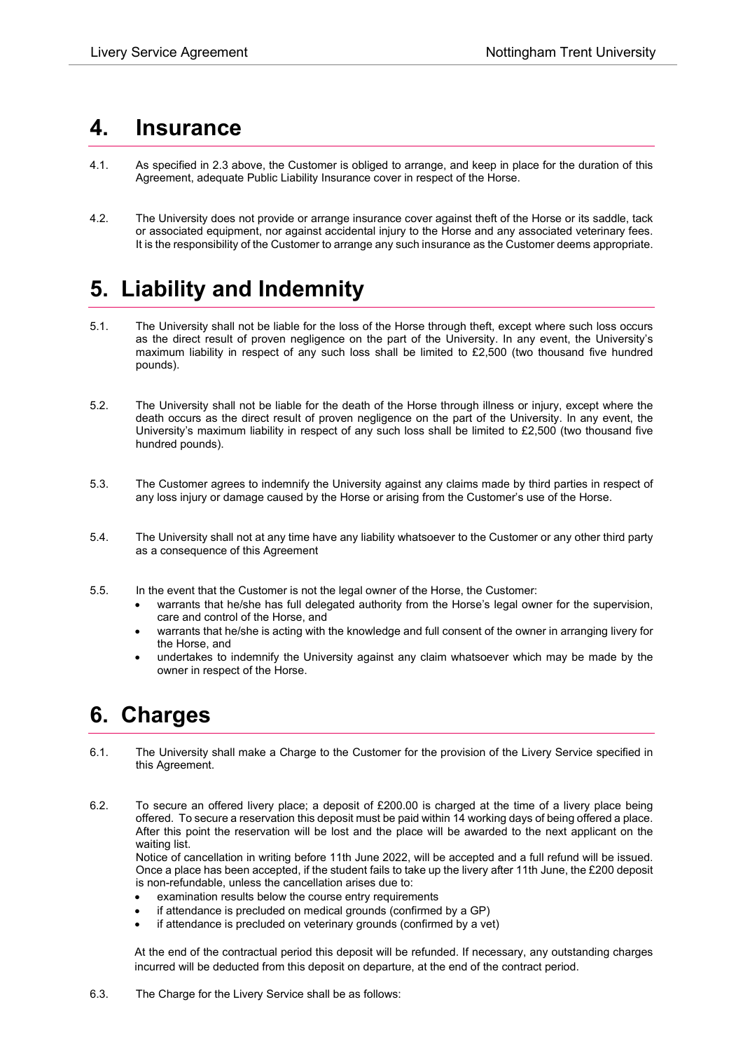# 4. Insurance

4.1. As specified in 2.3 above, the Customer is obliged to arrange, and keep in place for the duration of this Agreement, adequate Public Liability Insurance cover in respect of the Horse.

4.2. The University does not provide or arrange insurance cover against theft of the Horse or its saddle, tack or associated equipment, nor against accidental injury to the Horse and any associated veterinary fees. It is the responsibility of the Customer to arrange any such insurance as the Customer deems appropriate.

# 5. Liability and Indemnity

5.1. The University shall not be liable for the loss of the Horse through theft, except where such loss occurs as the direct result of proven negligence on the part of the University. In any event, the University's maximum liability in respect of any such loss shall be limited to £2,500 (two thousand five hundred pounds).

5.2. The University shall not be liable for the death of the Horse through illness or injury, except where the death occurs as the direct result of proven negligence on the part of the University. In any event, the University's maximum liability in respect of any such loss shall be limited to £2,500 (two thousand five hundred pounds).

5.3. The Customer agrees to indemnify the University against any claims made by third parties in respect of any loss injury or damage caused by the Horse or arising from the Customer's use of the Horse.

5.4. The University shall not at any time have any liability whatsoever to the Customer or any other third party as a consequence of this Agreement

5.5. In the event that the Customer is not the legal owner of the Horse, the Customer:

- warrants that he/she has full delegated authority from the Horse's legal owner for the supervision, care and control of the Horse, and
- warrants that he/she is acting with the knowledge and full consent of the owner in arranging livery for the Horse, and
- undertakes to indemnify the University against any claim whatsoever which may be made by the owner in respect of the Horse.

# 6. Charges

6.1. The University shall make a Charge to the Customer for the provision of the Livery Service specified in this Agreement.

6.2. To secure an offered livery place; a deposit of £200.00 is charged at the time of a livery place being offered. To secure a reservation this deposit must be paid within 14 working days of being offered a place. After this point the reservation will be lost and the place will be awarded to the next applicant on the waiting list.
Notice of cancellation in writing before 11th June 2022, will be accepted and a full refund will be issued. Once a place has been accepted, if the student fails to take up the livery after 11th June, the £200 deposit is non-refundable, unless the cancellation arises due to:

- examination results below the course entry requirements
- if attendance is precluded on medical grounds (confirmed by a GP)
- if attendance is precluded on veterinary grounds (confirmed by a vet)

At the end of the contractual period this deposit will be refunded. If necessary, any outstanding charges incurred will be deducted from this deposit on departure, at the end of the contract period.

6.3. The Charge for the Livery Service shall be as follows: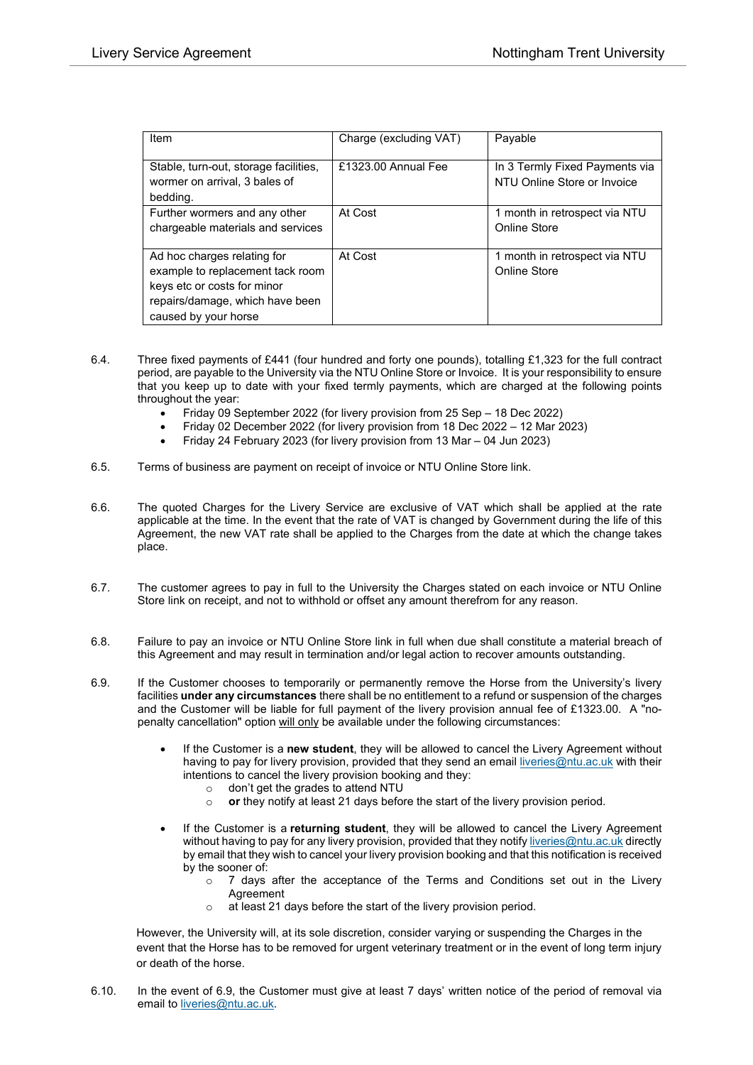| Item | Charge (excluding VAT) | Payable |
| --- | --- | --- |
| Stable, turn-out, storage facilities, wormer on arrival, 3 bales of bedding. | £1323.00 Annual Fee | In 3 Termly Fixed Payments via NTU Online Store or Invoice |
| Further wormers and any other chargeable materials and services | At Cost | 1 month in retrospect via NTU Online Store |
| Ad hoc charges relating for example to replacement tack room keys etc or costs for minor repairs/damage, which have been caused by your horse | At Cost | 1 month in retrospect via NTU Online Store |

6.4. Three fixed payments of £441 (four hundred and forty one pounds), totalling £1,323 for the full contract period, are payable to the University via the NTU Online Store or Invoice. It is your responsibility to ensure that you keep up to date with your fixed termly payments, which are charged at the following points throughout the year:

- Friday 09 September 2022 (for livery provision from 25 Sep – 18 Dec 2022)
- Friday 02 December 2022 (for livery provision from 18 Dec 2022 – 12 Mar 2023)
- Friday 24 February 2023 (for livery provision from 13 Mar – 04 Jun 2023)

6.5. Terms of business are payment on receipt of invoice or NTU Online Store link.

6.6. The quoted Charges for the Livery Service are exclusive of VAT which shall be applied at the rate applicable at the time. In the event that the rate of VAT is changed by Government during the life of this Agreement, the new VAT rate shall be applied to the Charges from the date at which the change takes place.

6.7. The customer agrees to pay in full to the University the Charges stated on each invoice or NTU Online Store link on receipt, and not to withhold or offset any amount therefrom for any reason.

6.8. Failure to pay an invoice or NTU Online Store link in full when due shall constitute a material breach of this Agreement and may result in termination and/or legal action to recover amounts outstanding.

6.9. If the Customer chooses to temporarily or permanently remove the Horse from the University's livery facilities **under any circumstances** there shall be no entitlement to a refund or suspension of the charges and the Customer will be liable for full payment of the livery provision annual fee of £1323.00. A "no-penalty cancellation" option will only be available under the following circumstances:

- If the Customer is a **new student**, they will be allowed to cancel the Livery Agreement without having to pay for livery provision, provided that they send an email liveries@ntu.ac.uk with their intentions to cancel the livery provision booking and they:
  - don't get the grades to attend NTU
  - **or** they notify at least 21 days before the start of the livery provision period.
- If the Customer is a **returning student**, they will be allowed to cancel the Livery Agreement without having to pay for any livery provision, provided that they notify liveries@ntu.ac.uk directly by email that they wish to cancel your livery provision booking and that this notification is received by the sooner of:
  - 7 days after the acceptance of the Terms and Conditions set out in the Livery Agreement
  - at least 21 days before the start of the livery provision period.

However, the University will, at its sole discretion, consider varying or suspending the Charges in the event that the Horse has to be removed for urgent veterinary treatment or in the event of long term injury or death of the horse.

6.10. In the event of 6.9, the Customer must give at least 7 days' written notice of the period of removal via email to liveries@ntu.ac.uk.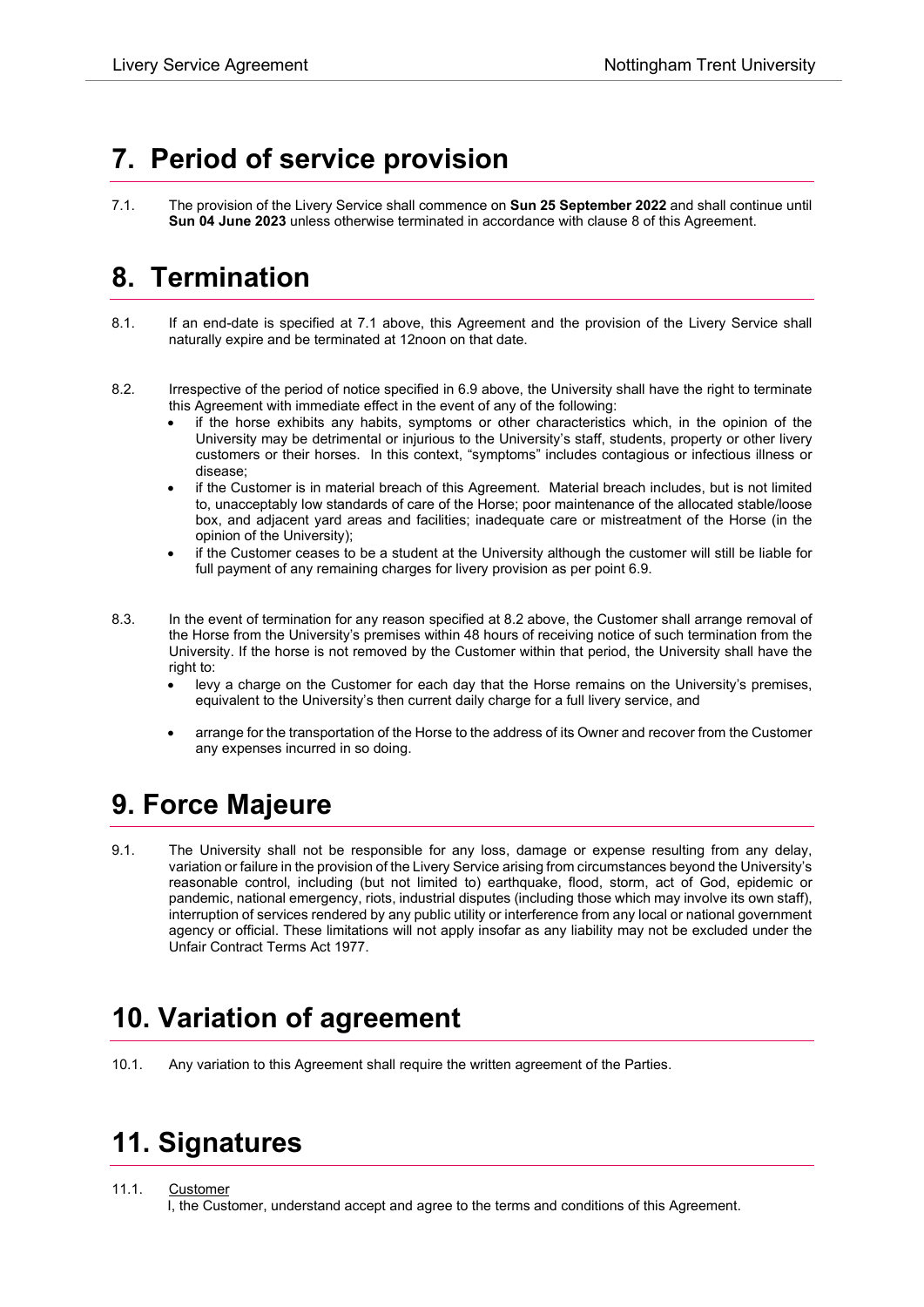# 7. Period of service provision

7.1. The provision of the Livery Service shall commence on **Sun 25 September 2022** and shall continue until **Sun 04 June 2023** unless otherwise terminated in accordance with clause 8 of this Agreement.

# 8. Termination

8.1. If an end-date is specified at 7.1 above, this Agreement and the provision of the Livery Service shall naturally expire and be terminated at 12noon on that date.

8.2. Irrespective of the period of notice specified in 6.9 above, the University shall have the right to terminate this Agreement with immediate effect in the event of any of the following:

- if the horse exhibits any habits, symptoms or other characteristics which, in the opinion of the University may be detrimental or injurious to the University's staff, students, property or other livery customers or their horses. In this context, "symptoms" includes contagious or infectious illness or disease;
- if the Customer is in material breach of this Agreement. Material breach includes, but is not limited to, unacceptably low standards of care of the Horse; poor maintenance of the allocated stable/loose box, and adjacent yard areas and facilities; inadequate care or mistreatment of the Horse (in the opinion of the University);
- if the Customer ceases to be a student at the University although the customer will still be liable for full payment of any remaining charges for livery provision as per point 6.9.

8.3. In the event of termination for any reason specified at 8.2 above, the Customer shall arrange removal of the Horse from the University's premises within 48 hours of receiving notice of such termination from the University. If the horse is not removed by the Customer within that period, the University shall have the right to:

- levy a charge on the Customer for each day that the Horse remains on the University's premises, equivalent to the University's then current daily charge for a full livery service, and
- arrange for the transportation of the Horse to the address of its Owner and recover from the Customer any expenses incurred in so doing.

# 9. Force Majeure

9.1. The University shall not be responsible for any loss, damage or expense resulting from any delay, variation or failure in the provision of the Livery Service arising from circumstances beyond the University's reasonable control, including (but not limited to) earthquake, flood, storm, act of God, epidemic or pandemic, national emergency, riots, industrial disputes (including those which may involve its own staff), interruption of services rendered by any public utility or interference from any local or national government agency or official. These limitations will not apply insofar as any liability may not be excluded under the Unfair Contract Terms Act 1977.

# 10. Variation of agreement

10.1. Any variation to this Agreement shall require the written agreement of the Parties.

# 11. Signatures

11.1. Customer

I, the Customer, understand accept and agree to the terms and conditions of this Agreement.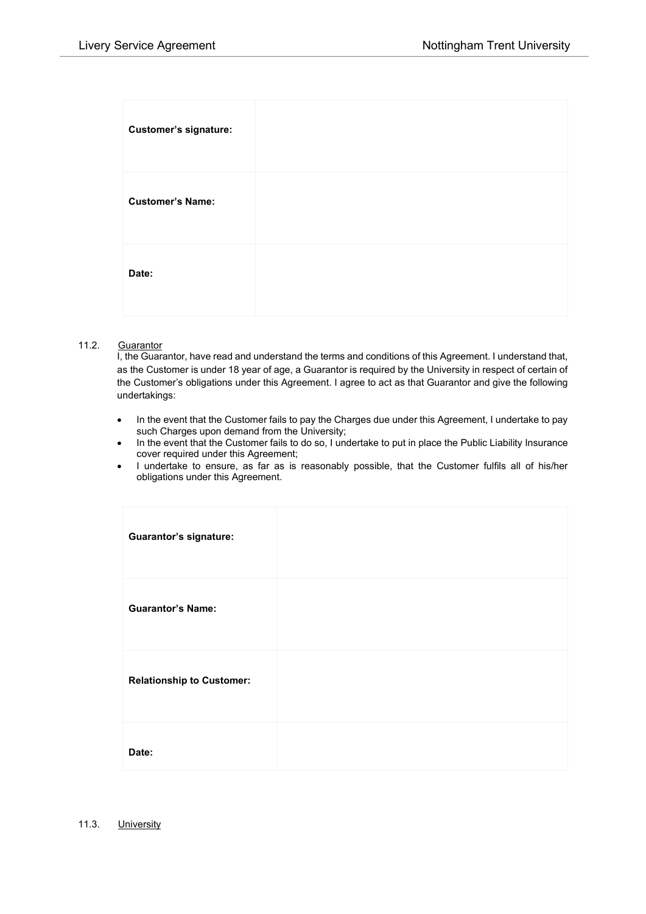| Customer's signature: | |
|---|---|
| **Customer's Name:** | |
| **Date:** | |

11.2. <u>Guarantor</u>

I, the Guarantor, have read and understand the terms and conditions of this Agreement. I understand that, as the Customer is under 18 year of age, a Guarantor is required by the University in respect of certain of the Customer's obligations under this Agreement. I agree to act as that Guarantor and give the following undertakings:

- In the event that the Customer fails to pay the Charges due under this Agreement, I undertake to pay such Charges upon demand from the University;
- In the event that the Customer fails to do so, I undertake to put in place the Public Liability Insurance cover required under this Agreement;
- I undertake to ensure, as far as is reasonably possible, that the Customer fulfils all of his/her obligations under this Agreement.

| Guarantor's signature: | |
|---|---|
| **Guarantor's Name:** | |
| **Relationship to Customer:** | |
| **Date:** | |

11.3. <u>University</u>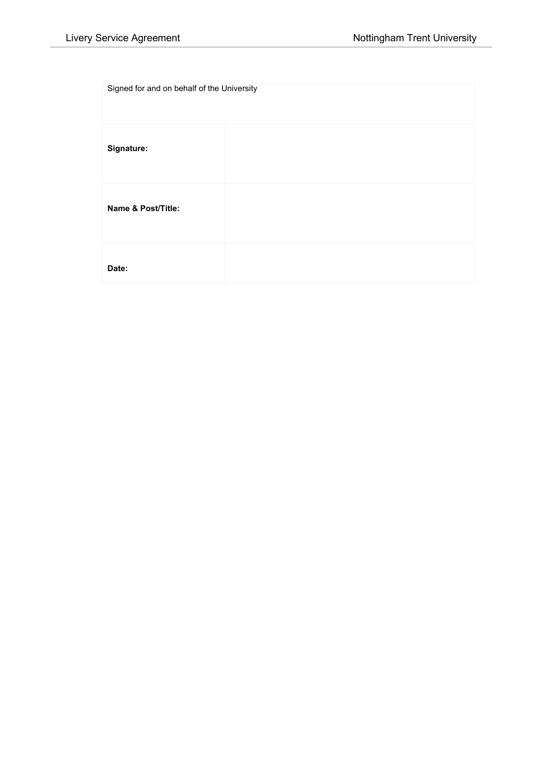| Signed for and on behalf of the University | |
|---|---|
| **Signature:** | |
| **Name & Post/Title:** | |
| **Date:** | |